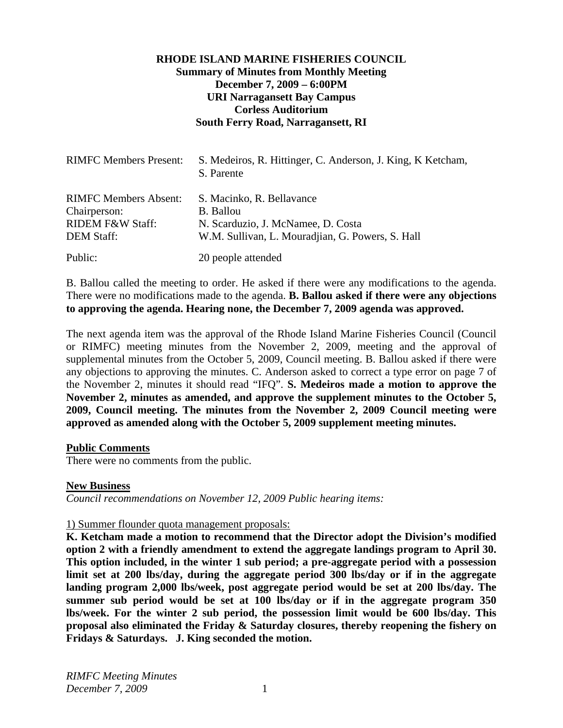**RHODE ISLAND MARINE FISHERIES COUNCIL**
**Summary of Minutes from Monthly Meeting**
**December 7, 2009 – 6:00PM**
**URI Narragansett Bay Campus**
**Corless Auditorium**
**South Ferry Road, Narragansett, RI**

| | |
|---|---|
| RIMFC Members Present: | S. Medeiros, R. Hittinger, C. Anderson, J. King, K Ketcham, S. Parente |
| RIMFC Members Absent: | S. Macinko, R. Bellavance |
| Chairperson: | B. Ballou |
| RIDEM F&W Staff: | N. Scarduzio, J. McNamee, D. Costa |
| DEM Staff: | W.M. Sullivan, L. Mouradjian, G. Powers, S. Hall |
| Public: | 20 people attended |

B. Ballou called the meeting to order. He asked if there were any modifications to the agenda. There were no modifications made to the agenda. **B. Ballou asked if there were any objections to approving the agenda. Hearing none, the December 7, 2009 agenda was approved.**

The next agenda item was the approval of the Rhode Island Marine Fisheries Council (Council or RIMFC) meeting minutes from the November 2, 2009, meeting and the approval of supplemental minutes from the October 5, 2009, Council meeting. B. Ballou asked if there were any objections to approving the minutes. C. Anderson asked to correct a type error on page 7 of the November 2, minutes it should read "IFQ". **S. Medeiros made a motion to approve the November 2, minutes as amended, and approve the supplement minutes to the October 5, 2009, Council meeting. The minutes from the November 2, 2009 Council meeting were approved as amended along with the October 5, 2009 supplement meeting minutes.**

**Public Comments**

There were no comments from the public.

**New Business**

*Council recommendations on November 12, 2009 Public hearing items:*

1) Summer flounder quota management proposals:

**K. Ketcham made a motion to recommend that the Director adopt the Division's modified option 2 with a friendly amendment to extend the aggregate landings program to April 30. This option included, in the winter 1 sub period; a pre-aggregate period with a possession limit set at 200 lbs/day, during the aggregate period 300 lbs/day or if in the aggregate landing program 2,000 lbs/week, post aggregate period would be set at 200 lbs/day. The summer sub period would be set at 100 lbs/day or if in the aggregate program 350 lbs/week. For the winter 2 sub period, the possession limit would be 600 lbs/day. This proposal also eliminated the Friday & Saturday closures, thereby reopening the fishery on Fridays & Saturdays. J. King seconded the motion.**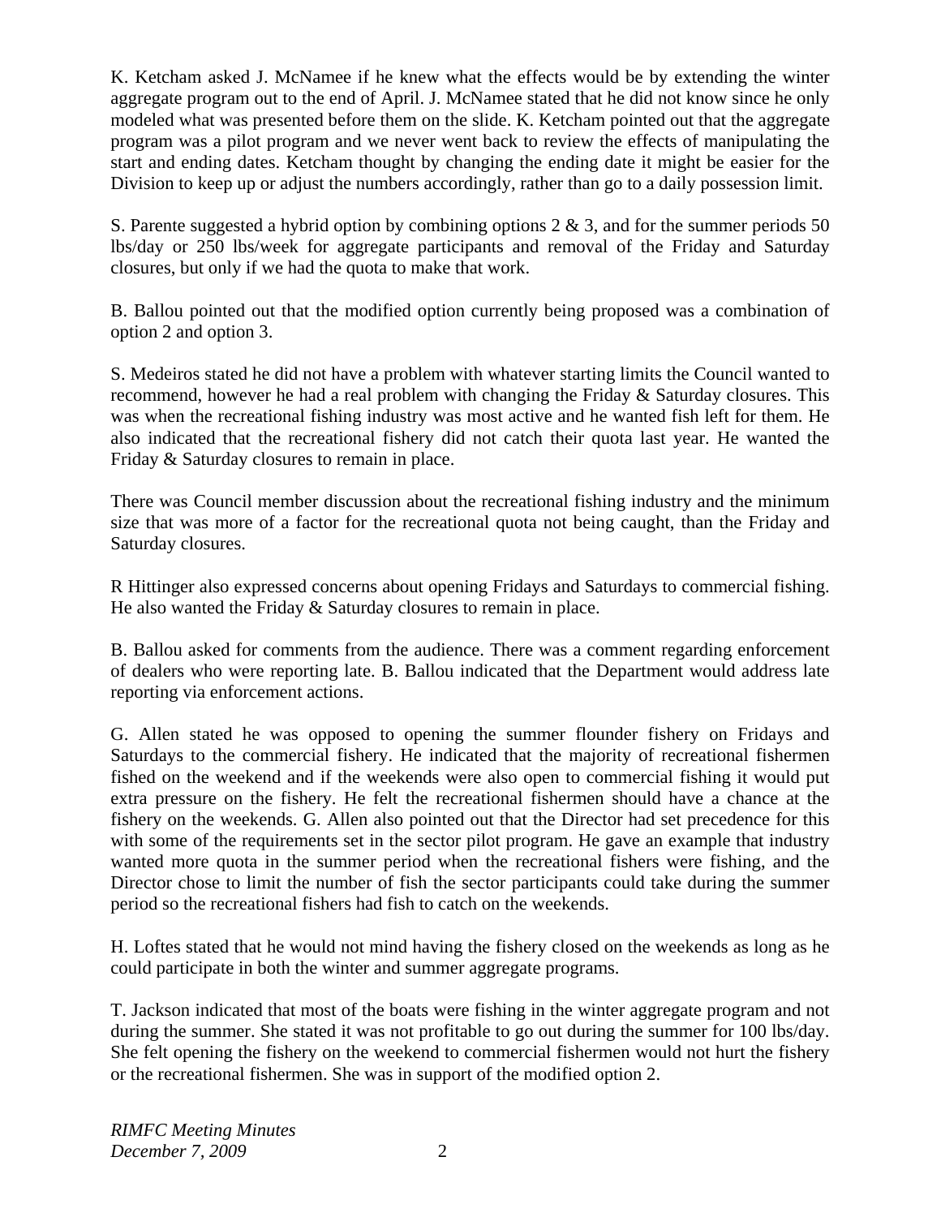K. Ketcham asked J. McNamee if he knew what the effects would be by extending the winter aggregate program out to the end of April. J. McNamee stated that he did not know since he only modeled what was presented before them on the slide. K. Ketcham pointed out that the aggregate program was a pilot program and we never went back to review the effects of manipulating the start and ending dates. Ketcham thought by changing the ending date it might be easier for the Division to keep up or adjust the numbers accordingly, rather than go to a daily possession limit.

S. Parente suggested a hybrid option by combining options 2 & 3, and for the summer periods 50 lbs/day or 250 lbs/week for aggregate participants and removal of the Friday and Saturday closures, but only if we had the quota to make that work.

B. Ballou pointed out that the modified option currently being proposed was a combination of option 2 and option 3.

S. Medeiros stated he did not have a problem with whatever starting limits the Council wanted to recommend, however he had a real problem with changing the Friday & Saturday closures. This was when the recreational fishing industry was most active and he wanted fish left for them. He also indicated that the recreational fishery did not catch their quota last year. He wanted the Friday & Saturday closures to remain in place.

There was Council member discussion about the recreational fishing industry and the minimum size that was more of a factor for the recreational quota not being caught, than the Friday and Saturday closures.

R Hittinger also expressed concerns about opening Fridays and Saturdays to commercial fishing. He also wanted the Friday & Saturday closures to remain in place.

B. Ballou asked for comments from the audience. There was a comment regarding enforcement of dealers who were reporting late. B. Ballou indicated that the Department would address late reporting via enforcement actions.

G. Allen stated he was opposed to opening the summer flounder fishery on Fridays and Saturdays to the commercial fishery. He indicated that the majority of recreational fishermen fished on the weekend and if the weekends were also open to commercial fishing it would put extra pressure on the fishery. He felt the recreational fishermen should have a chance at the fishery on the weekends. G. Allen also pointed out that the Director had set precedence for this with some of the requirements set in the sector pilot program. He gave an example that industry wanted more quota in the summer period when the recreational fishers were fishing, and the Director chose to limit the number of fish the sector participants could take during the summer period so the recreational fishers had fish to catch on the weekends.

H. Loftes stated that he would not mind having the fishery closed on the weekends as long as he could participate in both the winter and summer aggregate programs.

T. Jackson indicated that most of the boats were fishing in the winter aggregate program and not during the summer. She stated it was not profitable to go out during the summer for 100 lbs/day. She felt opening the fishery on the weekend to commercial fishermen would not hurt the fishery or the recreational fishermen. She was in support of the modified option 2.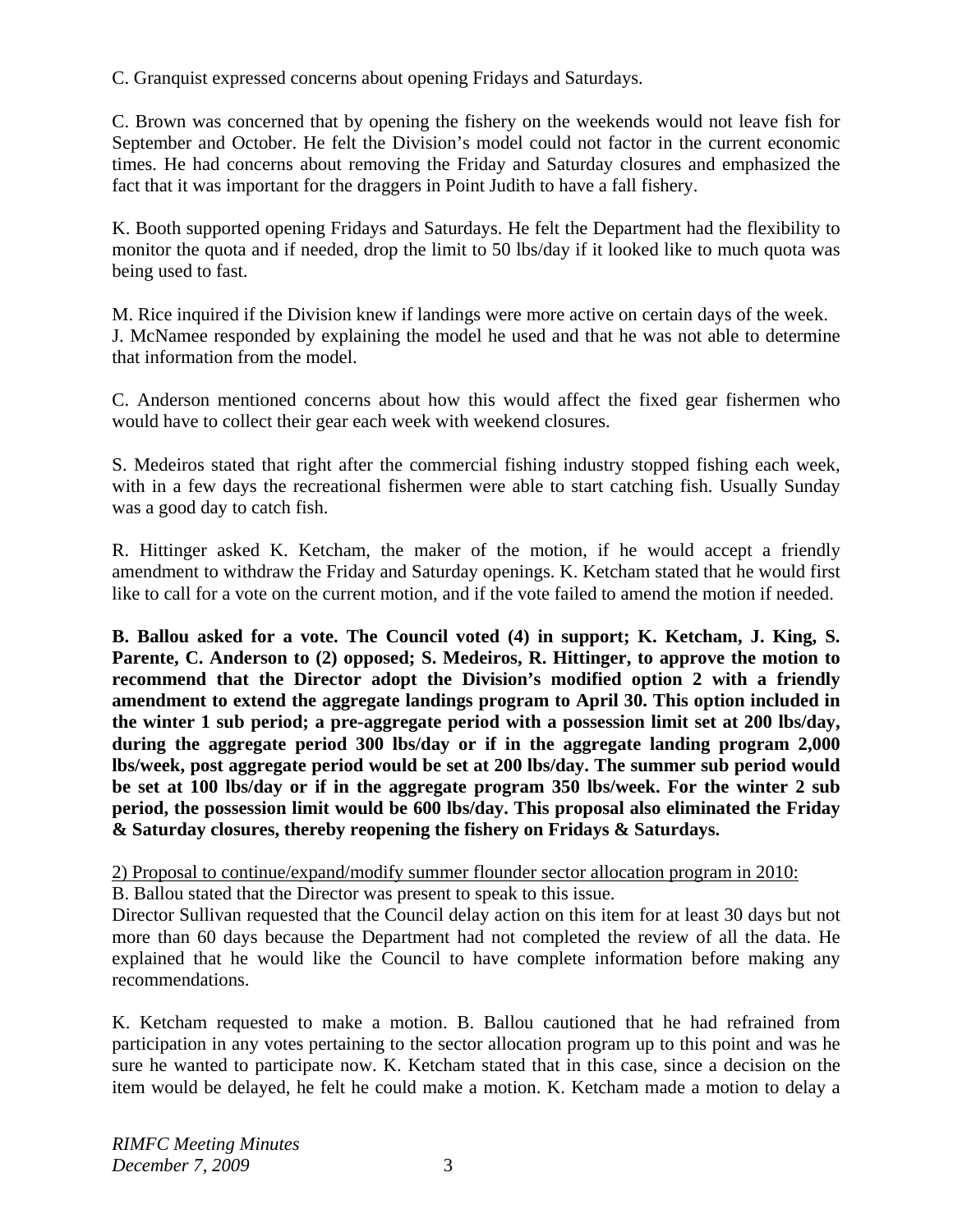C. Granquist expressed concerns about opening Fridays and Saturdays.

C. Brown was concerned that by opening the fishery on the weekends would not leave fish for September and October. He felt the Division's model could not factor in the current economic times. He had concerns about removing the Friday and Saturday closures and emphasized the fact that it was important for the draggers in Point Judith to have a fall fishery.

K. Booth supported opening Fridays and Saturdays. He felt the Department had the flexibility to monitor the quota and if needed, drop the limit to 50 lbs/day if it looked like to much quota was being used to fast.

M. Rice inquired if the Division knew if landings were more active on certain days of the week. J. McNamee responded by explaining the model he used and that he was not able to determine that information from the model.

C. Anderson mentioned concerns about how this would affect the fixed gear fishermen who would have to collect their gear each week with weekend closures.

S. Medeiros stated that right after the commercial fishing industry stopped fishing each week, with in a few days the recreational fishermen were able to start catching fish. Usually Sunday was a good day to catch fish.

R. Hittinger asked K. Ketcham, the maker of the motion, if he would accept a friendly amendment to withdraw the Friday and Saturday openings. K. Ketcham stated that he would first like to call for a vote on the current motion, and if the vote failed to amend the motion if needed.

**B. Ballou asked for a vote. The Council voted (4) in support; K. Ketcham, J. King, S. Parente, C. Anderson to (2) opposed; S. Medeiros, R. Hittinger, to approve the motion to recommend that the Director adopt the Division's modified option 2 with a friendly amendment to extend the aggregate landings program to April 30. This option included in the winter 1 sub period; a pre-aggregate period with a possession limit set at 200 lbs/day, during the aggregate period 300 lbs/day or if in the aggregate landing program 2,000 lbs/week, post aggregate period would be set at 200 lbs/day. The summer sub period would be set at 100 lbs/day or if in the aggregate program 350 lbs/week. For the winter 2 sub period, the possession limit would be 600 lbs/day. This proposal also eliminated the Friday & Saturday closures, thereby reopening the fishery on Fridays & Saturdays.**

<u>2) Proposal to continue/expand/modify summer flounder sector allocation program in 2010:</u>

B. Ballou stated that the Director was present to speak to this issue.

Director Sullivan requested that the Council delay action on this item for at least 30 days but not more than 60 days because the Department had not completed the review of all the data. He explained that he would like the Council to have complete information before making any recommendations.

K. Ketcham requested to make a motion. B. Ballou cautioned that he had refrained from participation in any votes pertaining to the sector allocation program up to this point and was he sure he wanted to participate now. K. Ketcham stated that in this case, since a decision on the item would be delayed, he felt he could make a motion. K. Ketcham made a motion to delay a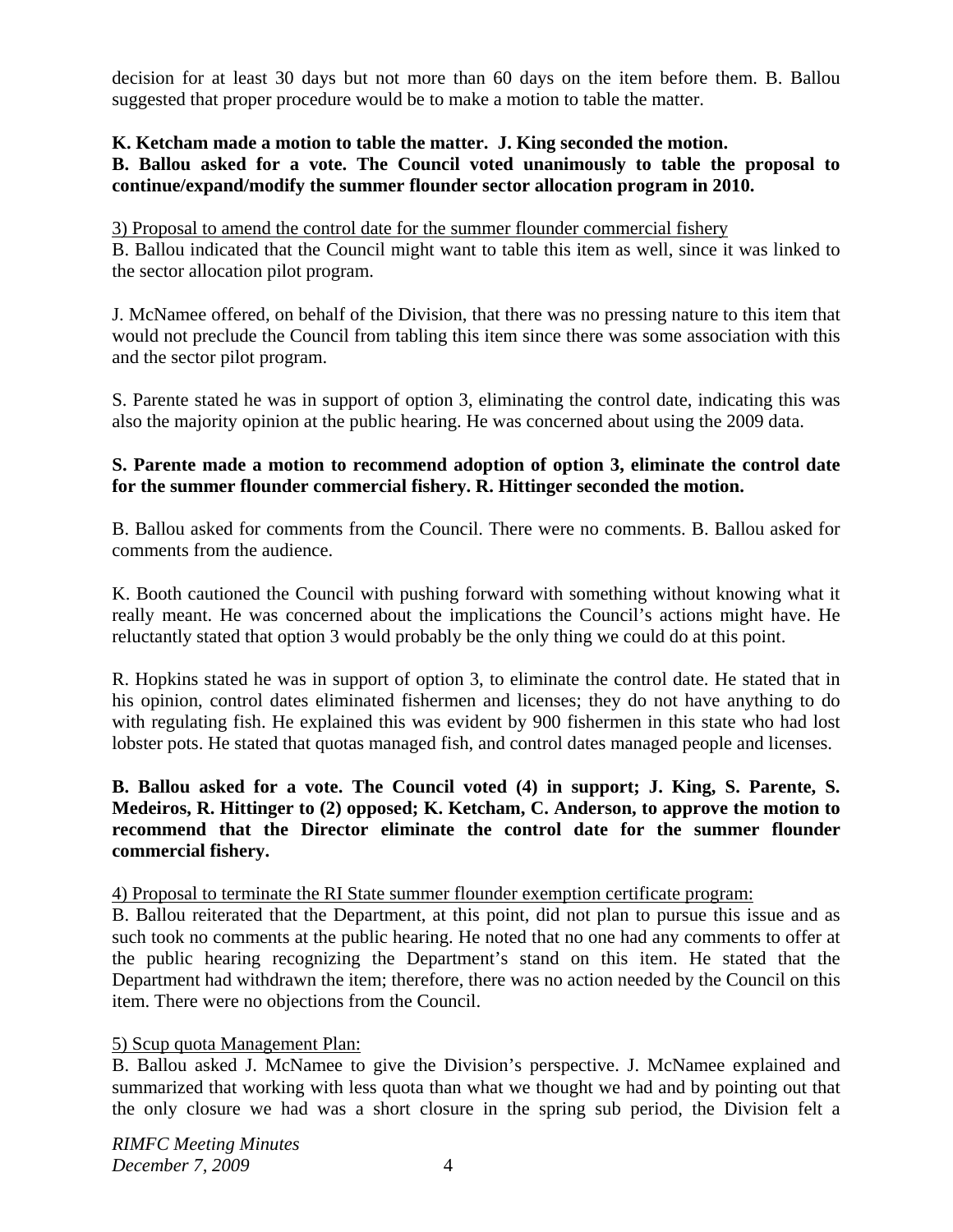decision for at least 30 days but not more than 60 days on the item before them. B. Ballou suggested that proper procedure would be to make a motion to table the matter.

**K. Ketcham made a motion to table the matter. J. King seconded the motion.**
**B. Ballou asked for a vote. The Council voted unanimously to table the proposal to continue/expand/modify the summer flounder sector allocation program in 2010.**

3) Proposal to amend the control date for the summer flounder commercial fishery
B. Ballou indicated that the Council might want to table this item as well, since it was linked to the sector allocation pilot program.

J. McNamee offered, on behalf of the Division, that there was no pressing nature to this item that would not preclude the Council from tabling this item since there was some association with this and the sector pilot program.

S. Parente stated he was in support of option 3, eliminating the control date, indicating this was also the majority opinion at the public hearing. He was concerned about using the 2009 data.

**S. Parente made a motion to recommend adoption of option 3, eliminate the control date for the summer flounder commercial fishery. R. Hittinger seconded the motion.**

B. Ballou asked for comments from the Council. There were no comments. B. Ballou asked for comments from the audience.

K. Booth cautioned the Council with pushing forward with something without knowing what it really meant. He was concerned about the implications the Council's actions might have. He reluctantly stated that option 3 would probably be the only thing we could do at this point.

R. Hopkins stated he was in support of option 3, to eliminate the control date. He stated that in his opinion, control dates eliminated fishermen and licenses; they do not have anything to do with regulating fish. He explained this was evident by 900 fishermen in this state who had lost lobster pots. He stated that quotas managed fish, and control dates managed people and licenses.

**B. Ballou asked for a vote. The Council voted (4) in support; J. King, S. Parente, S. Medeiros, R. Hittinger to (2) opposed; K. Ketcham, C. Anderson, to approve the motion to recommend that the Director eliminate the control date for the summer flounder commercial fishery.**

4) Proposal to terminate the RI State summer flounder exemption certificate program:
B. Ballou reiterated that the Department, at this point, did not plan to pursue this issue and as such took no comments at the public hearing. He noted that no one had any comments to offer at the public hearing recognizing the Department's stand on this item. He stated that the Department had withdrawn the item; therefore, there was no action needed by the Council on this item. There were no objections from the Council.

5) Scup quota Management Plan:
B. Ballou asked J. McNamee to give the Division's perspective. J. McNamee explained and summarized that working with less quota than what we thought we had and by pointing out that the only closure we had was a short closure in the spring sub period, the Division felt a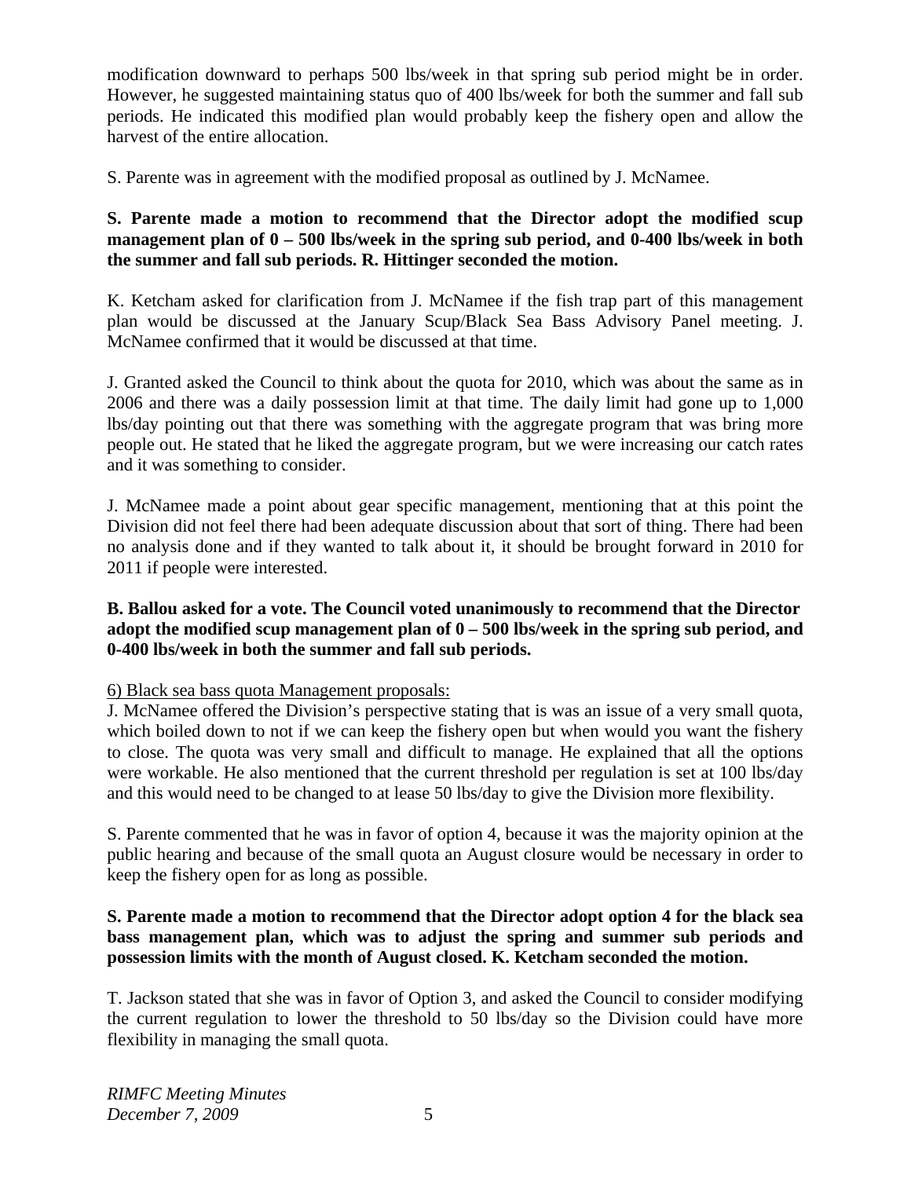modification downward to perhaps 500 lbs/week in that spring sub period might be in order. However, he suggested maintaining status quo of 400 lbs/week for both the summer and fall sub periods. He indicated this modified plan would probably keep the fishery open and allow the harvest of the entire allocation.

S. Parente was in agreement with the modified proposal as outlined by J. McNamee.

**S. Parente made a motion to recommend that the Director adopt the modified scup management plan of 0 – 500 lbs/week in the spring sub period, and 0-400 lbs/week in both the summer and fall sub periods. R. Hittinger seconded the motion.**

K. Ketcham asked for clarification from J. McNamee if the fish trap part of this management plan would be discussed at the January Scup/Black Sea Bass Advisory Panel meeting. J. McNamee confirmed that it would be discussed at that time.

J. Granted asked the Council to think about the quota for 2010, which was about the same as in 2006 and there was a daily possession limit at that time. The daily limit had gone up to 1,000 lbs/day pointing out that there was something with the aggregate program that was bring more people out. He stated that he liked the aggregate program, but we were increasing our catch rates and it was something to consider.

J. McNamee made a point about gear specific management, mentioning that at this point the Division did not feel there had been adequate discussion about that sort of thing. There had been no analysis done and if they wanted to talk about it, it should be brought forward in 2010 for 2011 if people were interested.

**B. Ballou asked for a vote. The Council voted unanimously to recommend that the Director adopt the modified scup management plan of 0 – 500 lbs/week in the spring sub period, and 0-400 lbs/week in both the summer and fall sub periods.**

6) Black sea bass quota Management proposals:

J. McNamee offered the Division's perspective stating that is was an issue of a very small quota, which boiled down to not if we can keep the fishery open but when would you want the fishery to close. The quota was very small and difficult to manage. He explained that all the options were workable. He also mentioned that the current threshold per regulation is set at 100 lbs/day and this would need to be changed to at lease 50 lbs/day to give the Division more flexibility.

S. Parente commented that he was in favor of option 4, because it was the majority opinion at the public hearing and because of the small quota an August closure would be necessary in order to keep the fishery open for as long as possible.

**S. Parente made a motion to recommend that the Director adopt option 4 for the black sea bass management plan, which was to adjust the spring and summer sub periods and possession limits with the month of August closed. K. Ketcham seconded the motion.**

T. Jackson stated that she was in favor of Option 3, and asked the Council to consider modifying the current regulation to lower the threshold to 50 lbs/day so the Division could have more flexibility in managing the small quota.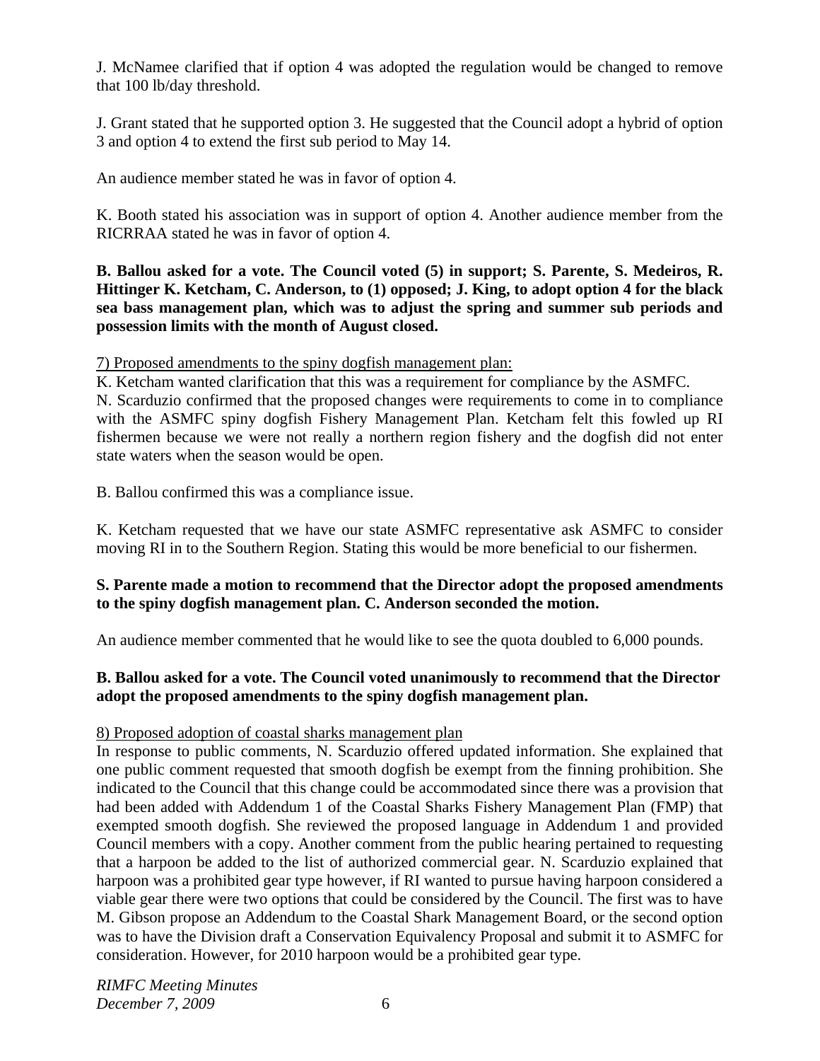J. McNamee clarified that if option 4 was adopted the regulation would be changed to remove that 100 lb/day threshold.

J. Grant stated that he supported option 3. He suggested that the Council adopt a hybrid of option 3 and option 4 to extend the first sub period to May 14.

An audience member stated he was in favor of option 4.

K. Booth stated his association was in support of option 4. Another audience member from the RICRRAA stated he was in favor of option 4.

**B. Ballou asked for a vote. The Council voted (5) in support; S. Parente, S. Medeiros, R. Hittinger K. Ketcham, C. Anderson, to (1) opposed; J. King, to adopt option 4 for the black sea bass management plan, which was to adjust the spring and summer sub periods and possession limits with the month of August closed.**

<u>7) Proposed amendments to the spiny dogfish management plan:</u>

K. Ketcham wanted clarification that this was a requirement for compliance by the ASMFC.

N. Scarduzio confirmed that the proposed changes were requirements to come in to compliance with the ASMFC spiny dogfish Fishery Management Plan. Ketcham felt this fowled up RI fishermen because we were not really a northern region fishery and the dogfish did not enter state waters when the season would be open.

B. Ballou confirmed this was a compliance issue.

K. Ketcham requested that we have our state ASMFC representative ask ASMFC to consider moving RI in to the Southern Region. Stating this would be more beneficial to our fishermen.

**S. Parente made a motion to recommend that the Director adopt the proposed amendments to the spiny dogfish management plan. C. Anderson seconded the motion.**

An audience member commented that he would like to see the quota doubled to 6,000 pounds.

**B. Ballou asked for a vote. The Council voted unanimously to recommend that the Director adopt the proposed amendments to the spiny dogfish management plan.**

<u>8) Proposed adoption of coastal sharks management plan</u>

In response to public comments, N. Scarduzio offered updated information. She explained that one public comment requested that smooth dogfish be exempt from the finning prohibition. She indicated to the Council that this change could be accommodated since there was a provision that had been added with Addendum 1 of the Coastal Sharks Fishery Management Plan (FMP) that exempted smooth dogfish. She reviewed the proposed language in Addendum 1 and provided Council members with a copy. Another comment from the public hearing pertained to requesting that a harpoon be added to the list of authorized commercial gear. N. Scarduzio explained that harpoon was a prohibited gear type however, if RI wanted to pursue having harpoon considered a viable gear there were two options that could be considered by the Council. The first was to have M. Gibson propose an Addendum to the Coastal Shark Management Board, or the second option was to have the Division draft a Conservation Equivalency Proposal and submit it to ASMFC for consideration. However, for 2010 harpoon would be a prohibited gear type.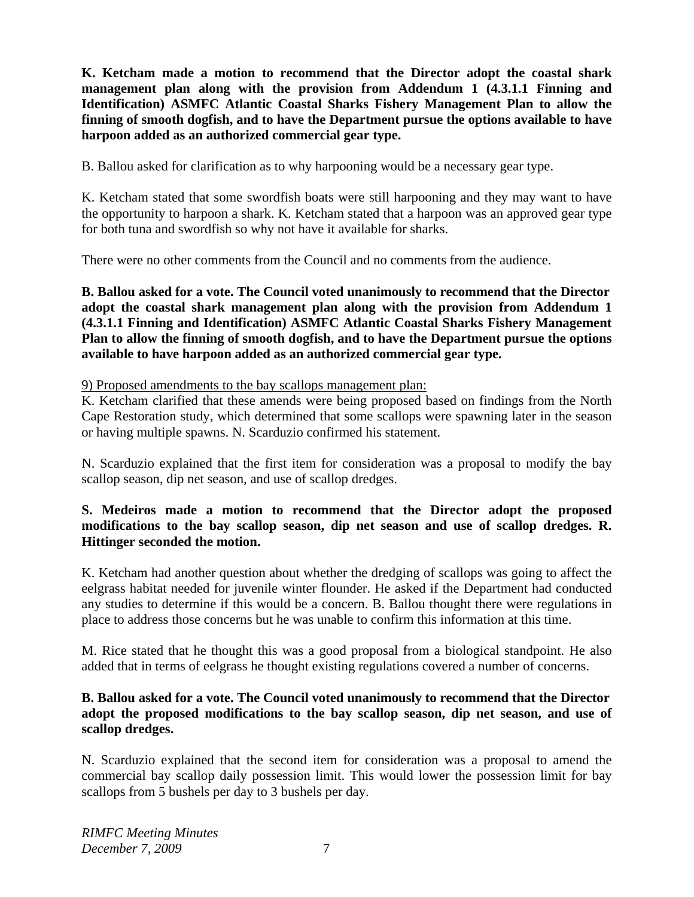**K. Ketcham made a motion to recommend that the Director adopt the coastal shark management plan along with the provision from Addendum 1 (4.3.1.1 Finning and Identification) ASMFC Atlantic Coastal Sharks Fishery Management Plan to allow the finning of smooth dogfish, and to have the Department pursue the options available to have harpoon added as an authorized commercial gear type.**

B. Ballou asked for clarification as to why harpooning would be a necessary gear type.

K. Ketcham stated that some swordfish boats were still harpooning and they may want to have the opportunity to harpoon a shark. K. Ketcham stated that a harpoon was an approved gear type for both tuna and swordfish so why not have it available for sharks.

There were no other comments from the Council and no comments from the audience.

**B. Ballou asked for a vote. The Council voted unanimously to recommend that the Director adopt the coastal shark management plan along with the provision from Addendum 1 (4.3.1.1 Finning and Identification) ASMFC Atlantic Coastal Sharks Fishery Management Plan to allow the finning of smooth dogfish, and to have the Department pursue the options available to have harpoon added as an authorized commercial gear type.**

9) Proposed amendments to the bay scallops management plan:

K. Ketcham clarified that these amends were being proposed based on findings from the North Cape Restoration study, which determined that some scallops were spawning later in the season or having multiple spawns. N. Scarduzio confirmed his statement.

N. Scarduzio explained that the first item for consideration was a proposal to modify the bay scallop season, dip net season, and use of scallop dredges.

**S. Medeiros made a motion to recommend that the Director adopt the proposed modifications to the bay scallop season, dip net season and use of scallop dredges. R. Hittinger seconded the motion.**

K. Ketcham had another question about whether the dredging of scallops was going to affect the eelgrass habitat needed for juvenile winter flounder. He asked if the Department had conducted any studies to determine if this would be a concern. B. Ballou thought there were regulations in place to address those concerns but he was unable to confirm this information at this time.

M. Rice stated that he thought this was a good proposal from a biological standpoint. He also added that in terms of eelgrass he thought existing regulations covered a number of concerns.

**B. Ballou asked for a vote. The Council voted unanimously to recommend that the Director adopt the proposed modifications to the bay scallop season, dip net season, and use of scallop dredges.**

N. Scarduzio explained that the second item for consideration was a proposal to amend the commercial bay scallop daily possession limit. This would lower the possession limit for bay scallops from 5 bushels per day to 3 bushels per day.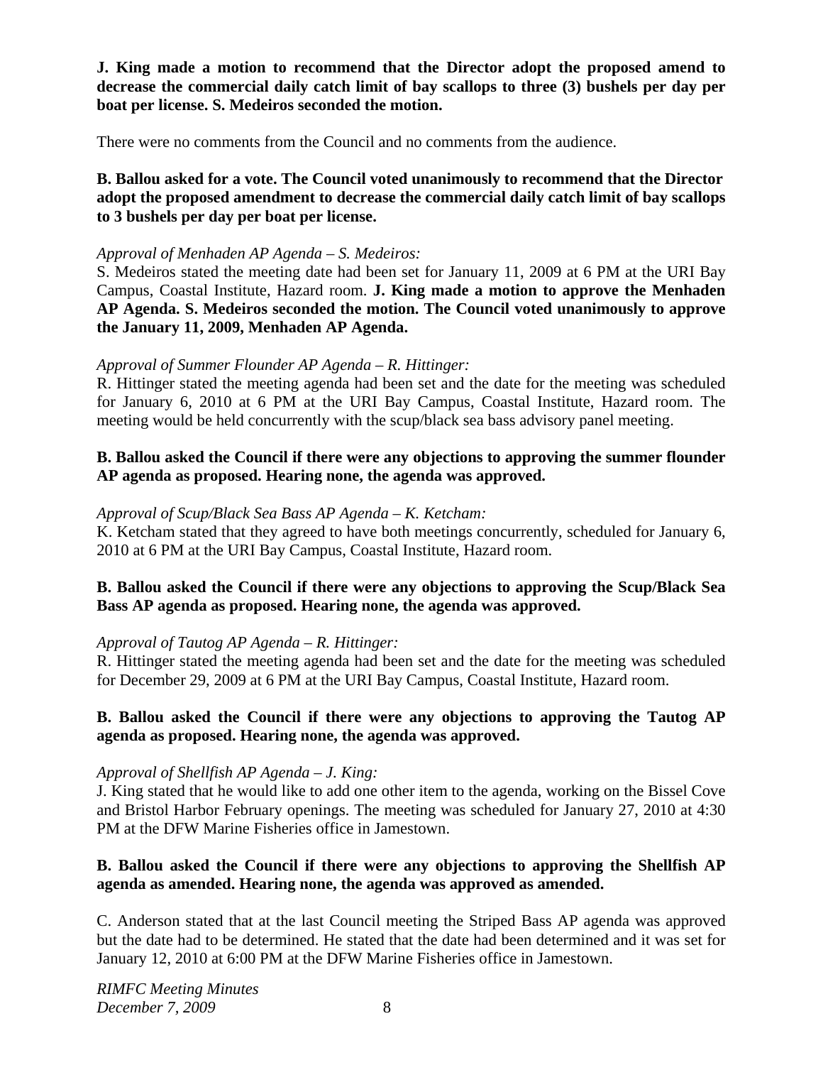**J. King made a motion to recommend that the Director adopt the proposed amend to decrease the commercial daily catch limit of bay scallops to three (3) bushels per day per boat per license. S. Medeiros seconded the motion.**

There were no comments from the Council and no comments from the audience.

**B. Ballou asked for a vote. The Council voted unanimously to recommend that the Director adopt the proposed amendment to decrease the commercial daily catch limit of bay scallops to 3 bushels per day per boat per license.**

*Approval of Menhaden AP Agenda – S. Medeiros:*

S. Medeiros stated the meeting date had been set for January 11, 2009 at 6 PM at the URI Bay Campus, Coastal Institute, Hazard room. **J. King made a motion to approve the Menhaden AP Agenda. S. Medeiros seconded the motion. The Council voted unanimously to approve the January 11, 2009, Menhaden AP Agenda.**

*Approval of Summer Flounder AP Agenda – R. Hittinger:*

R. Hittinger stated the meeting agenda had been set and the date for the meeting was scheduled for January 6, 2010 at 6 PM at the URI Bay Campus, Coastal Institute, Hazard room. The meeting would be held concurrently with the scup/black sea bass advisory panel meeting.

**B. Ballou asked the Council if there were any objections to approving the summer flounder AP agenda as proposed. Hearing none, the agenda was approved.**

*Approval of Scup/Black Sea Bass AP Agenda – K. Ketcham:*

K. Ketcham stated that they agreed to have both meetings concurrently, scheduled for January 6, 2010 at 6 PM at the URI Bay Campus, Coastal Institute, Hazard room.

**B. Ballou asked the Council if there were any objections to approving the Scup/Black Sea Bass AP agenda as proposed. Hearing none, the agenda was approved.**

*Approval of Tautog AP Agenda – R. Hittinger:*

R. Hittinger stated the meeting agenda had been set and the date for the meeting was scheduled for December 29, 2009 at 6 PM at the URI Bay Campus, Coastal Institute, Hazard room.

**B. Ballou asked the Council if there were any objections to approving the Tautog AP agenda as proposed. Hearing none, the agenda was approved.**

*Approval of Shellfish AP Agenda – J. King:*

J. King stated that he would like to add one other item to the agenda, working on the Bissel Cove and Bristol Harbor February openings. The meeting was scheduled for January 27, 2010 at 4:30 PM at the DFW Marine Fisheries office in Jamestown.

**B. Ballou asked the Council if there were any objections to approving the Shellfish AP agenda as amended. Hearing none, the agenda was approved as amended.**

C. Anderson stated that at the last Council meeting the Striped Bass AP agenda was approved but the date had to be determined. He stated that the date had been determined and it was set for January 12, 2010 at 6:00 PM at the DFW Marine Fisheries office in Jamestown.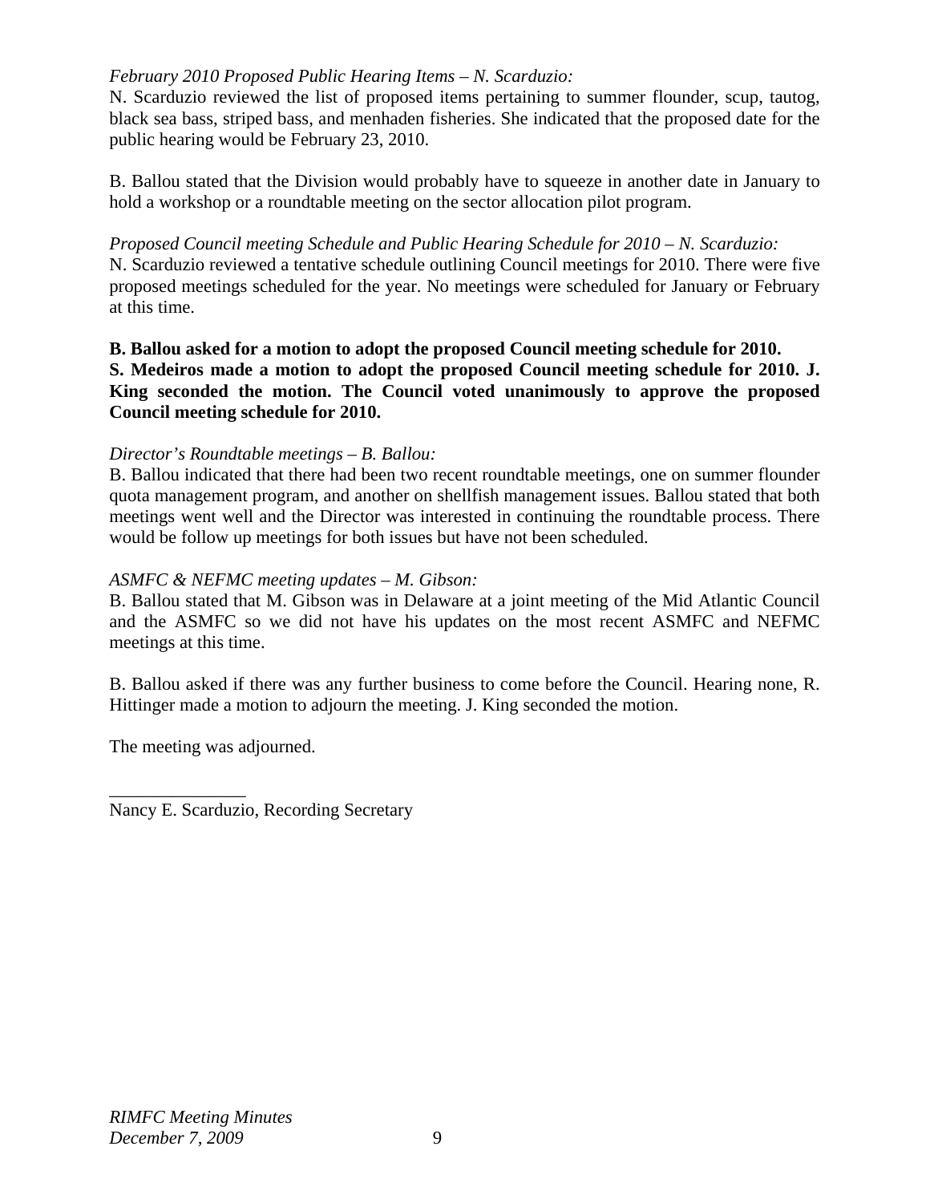*February 2010 Proposed Public Hearing Items – N. Scarduzio:*
N. Scarduzio reviewed the list of proposed items pertaining to summer flounder, scup, tautog, black sea bass, striped bass, and menhaden fisheries. She indicated that the proposed date for the public hearing would be February 23, 2010.

B. Ballou stated that the Division would probably have to squeeze in another date in January to hold a workshop or a roundtable meeting on the sector allocation pilot program.

*Proposed Council meeting Schedule and Public Hearing Schedule for 2010 – N. Scarduzio:*
N. Scarduzio reviewed a tentative schedule outlining Council meetings for 2010. There were five proposed meetings scheduled for the year. No meetings were scheduled for January or February at this time.

**B. Ballou asked for a motion to adopt the proposed Council meeting schedule for 2010.**
**S. Medeiros made a motion to adopt the proposed Council meeting schedule for 2010. J. King seconded the motion. The Council voted unanimously to approve the proposed Council meeting schedule for 2010.**

*Director's Roundtable meetings – B. Ballou:*
B. Ballou indicated that there had been two recent roundtable meetings, one on summer flounder quota management program, and another on shellfish management issues. Ballou stated that both meetings went well and the Director was interested in continuing the roundtable process. There would be follow up meetings for both issues but have not been scheduled.

*ASMFC & NEFMC meeting updates – M. Gibson:*
B. Ballou stated that M. Gibson was in Delaware at a joint meeting of the Mid Atlantic Council and the ASMFC so we did not have his updates on the most recent ASMFC and NEFMC meetings at this time.

B. Ballou asked if there was any further business to come before the Council. Hearing none, R. Hittinger made a motion to adjourn the meeting. J. King seconded the motion.

The meeting was adjourned.

_______________
Nancy E. Scarduzio, Recording Secretary